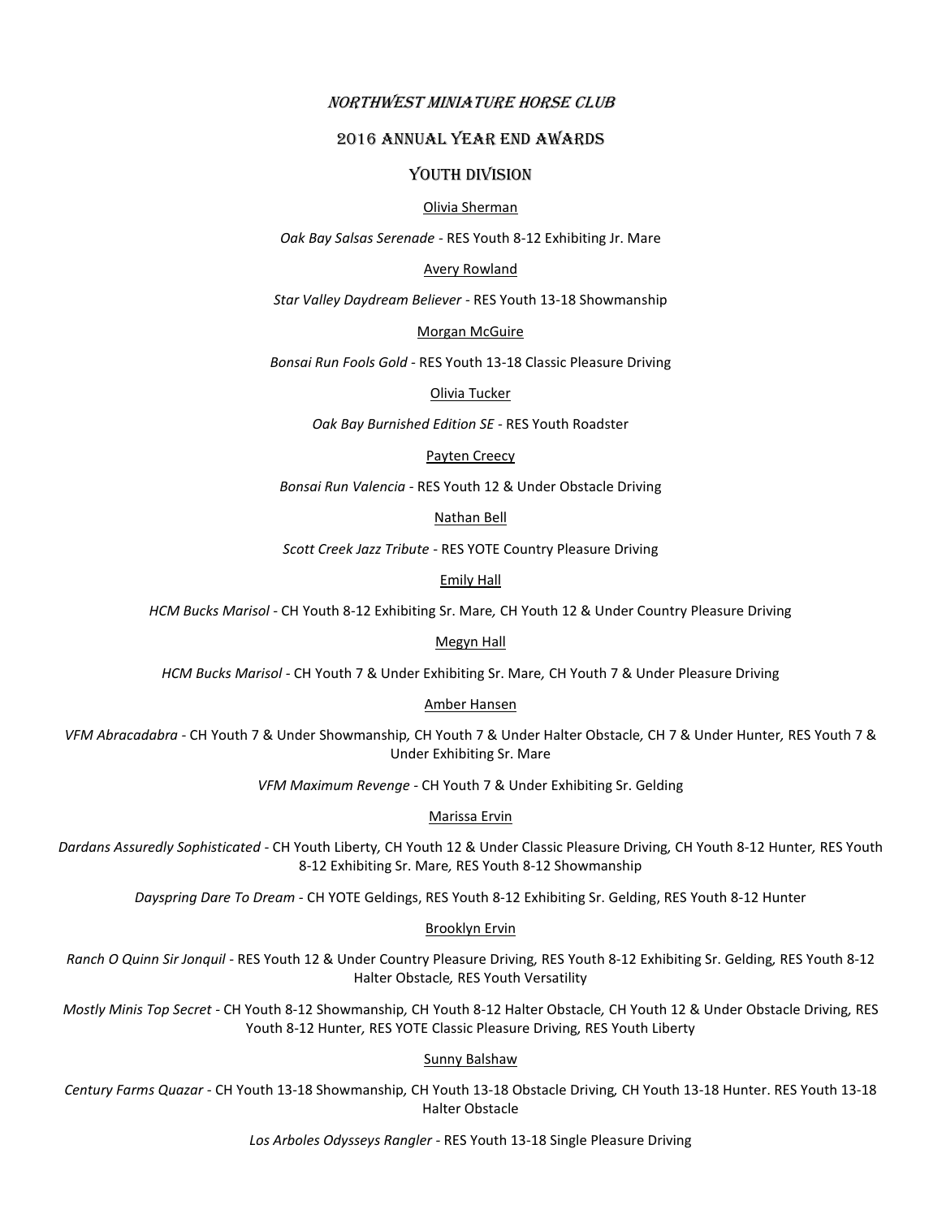# *Northwest Miniature Horse Club*

## 2016 Annual Year End Awards

### Youth Division

Olivia Sherman

*Oak Bay Salsas Serenade* - RES Youth 8-12 Exhibiting Jr. Mare

Avery Rowland

*Star Valley Daydream Believer* - RES Youth 13-18 Showmanship

Morgan McGuire

*Bonsai Run Fools Gold* - RES Youth 13-18 Classic Pleasure Driving

Olivia Tucker

*Oak Bay Burnished Edition SE* - RES Youth Roadster

Payten Creecy

*Bonsai Run Valencia* - RES Youth 12 & Under Obstacle Driving

Nathan Bell

*Scott Creek Jazz Tribute* - RES YOTE Country Pleasure Driving

Emily Hall

*HCM Bucks Marisol* - CH Youth 8-12 Exhibiting Sr. Mare, CH Youth 12 & Under Country Pleasure Driving

Megyn Hall

*HCM Bucks Marisol* - CH Youth 7 & Under Exhibiting Sr. Mare, CH Youth 7 & Under Pleasure Driving

Amber Hansen

*VFM Abracadabra* - CH Youth 7 & Under Showmanship, CH Youth 7 & Under Halter Obstacle, CH 7 & Under Hunter, RES Youth 7 & Under Exhibiting Sr. Mare

*VFM Maximum Revenge* - CH Youth 7 & Under Exhibiting Sr. Gelding

Marissa Ervin

*Dardans Assuredly Sophisticated* - CH Youth Liberty, CH Youth 12 & Under Classic Pleasure Driving, CH Youth 8-12 Hunter, RES Youth 8-12 Exhibiting Sr. Mare, RES Youth 8-12 Showmanship

*Dayspring Dare To Dream* - CH YOTE Geldings, RES Youth 8-12 Exhibiting Sr. Gelding, RES Youth 8-12 Hunter

Brooklyn Ervin

*Ranch O Quinn Sir Jonquil* - RES Youth 12 & Under Country Pleasure Driving, RES Youth 8-12 Exhibiting Sr. Gelding, RES Youth 8-12 Halter Obstacle, RES Youth Versatility

*Mostly Minis Top Secret* - CH Youth 8-12 Showmanship, CH Youth 8-12 Halter Obstacle, CH Youth 12 & Under Obstacle Driving, RES Youth 8-12 Hunter, RES YOTE Classic Pleasure Driving, RES Youth Liberty

Sunny Balshaw

*Century Farms Quazar* - CH Youth 13-18 Showmanship, CH Youth 13-18 Obstacle Driving, CH Youth 13-18 Hunter. RES Youth 13-18 Halter Obstacle

*Los Arboles Odysseys Rangler* - RES Youth 13-18 Single Pleasure Driving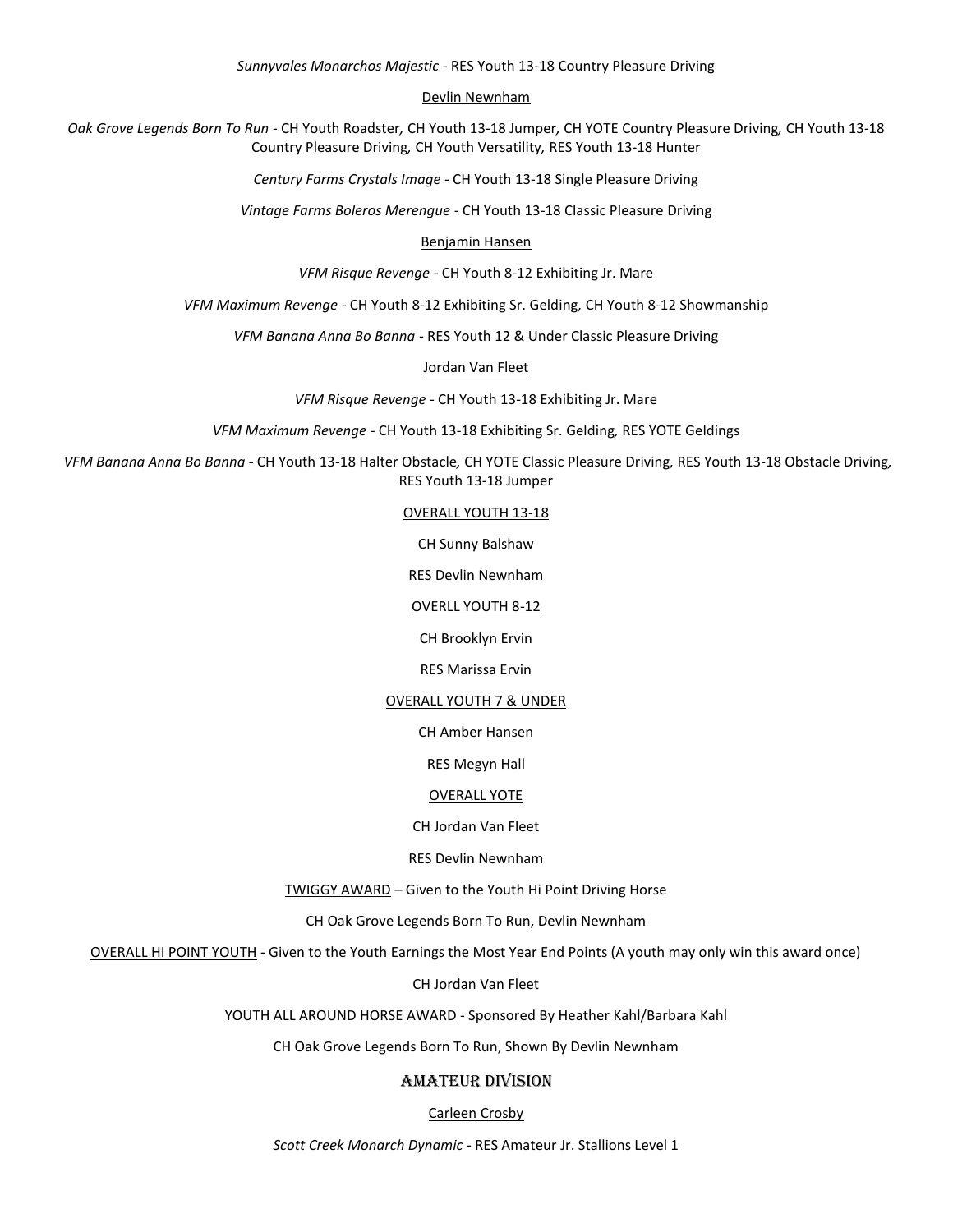*Sunnyvales Monarchos Majestic* - RES Youth 13-18 Country Pleasure Driving

Devlin Newnham

*Oak Grove Legends Born To Run* - CH Youth Roadster, CH Youth 13-18 Jumper, CH YOTE Country Pleasure Driving, CH Youth 13-18 Country Pleasure Driving, CH Youth Versatility, RES Youth 13-18 Hunter

*Century Farms Crystals Image* - CH Youth 13-18 Single Pleasure Driving

*Vintage Farms Boleros Merengue* - CH Youth 13-18 Classic Pleasure Driving

Benjamin Hansen

*VFM Risque Revenge* - CH Youth 8-12 Exhibiting Jr. Mare

*VFM Maximum Revenge* - CH Youth 8-12 Exhibiting Sr. Gelding, CH Youth 8-12 Showmanship

*VFM Banana Anna Bo Banna* - RES Youth 12 & Under Classic Pleasure Driving

Jordan Van Fleet

*VFM Risque Revenge* - CH Youth 13-18 Exhibiting Jr. Mare

*VFM Maximum Revenge* - CH Youth 13-18 Exhibiting Sr. Gelding, RES YOTE Geldings

*VFM Banana Anna Bo Banna* - CH Youth 13-18 Halter Obstacle, CH YOTE Classic Pleasure Driving, RES Youth 13-18 Obstacle Driving, RES Youth 13-18 Jumper

OVERALL YOUTH 13-18

CH Sunny Balshaw

RES Devlin Newnham

OVERLL YOUTH 8-12

CH Brooklyn Ervin

RES Marissa Ervin

OVERALL YOUTH 7 & UNDER

CH Amber Hansen

RES Megyn Hall

OVERALL YOTE

CH Jordan Van Fleet

RES Devlin Newnham

TWIGGY AWARD – Given to the Youth Hi Point Driving Horse

CH Oak Grove Legends Born To Run, Devlin Newnham

OVERALL HI POINT YOUTH - Given to the Youth Earnings the Most Year End Points (A youth may only win this award once)

CH Jordan Van Fleet

YOUTH ALL AROUND HORSE AWARD - Sponsored By Heather Kahl/Barbara Kahl

CH Oak Grove Legends Born To Run, Shown By Devlin Newnham

## AMATEUR DIVISION

Carleen Crosby

*Scott Creek Monarch Dynamic* - RES Amateur Jr. Stallions Level 1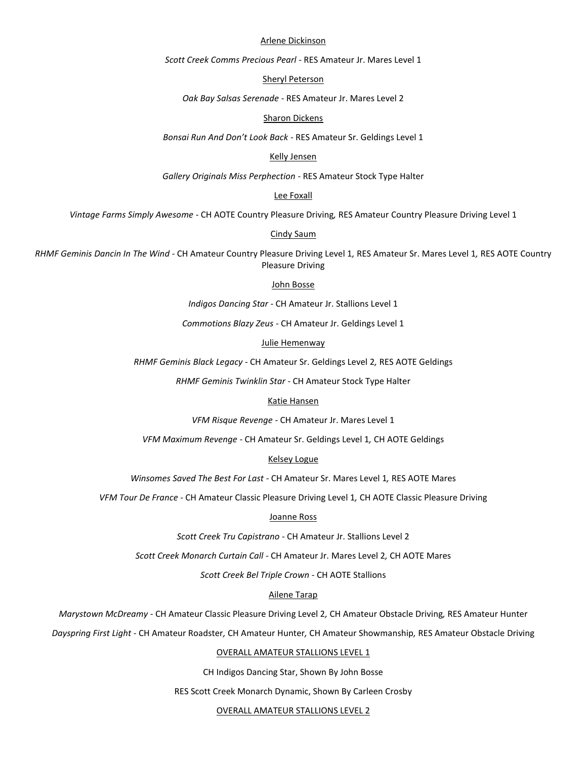Arlene Dickinson

*Scott Creek Comms Precious Pearl* - RES Amateur Jr. Mares Level 1

Sheryl Peterson

*Oak Bay Salsas Serenade* - RES Amateur Jr. Mares Level 2

Sharon Dickens

*Bonsai Run And Don't Look Back* - RES Amateur Sr. Geldings Level 1

Kelly Jensen

*Gallery Originals Miss Perphection* - RES Amateur Stock Type Halter

Lee Foxall

*Vintage Farms Simply Awesome* - CH AOTE Country Pleasure Driving, RES Amateur Country Pleasure Driving Level 1

Cindy Saum

*RHMF Geminis Dancin In The Wind* - CH Amateur Country Pleasure Driving Level 1, RES Amateur Sr. Mares Level 1, RES AOTE Country Pleasure Driving

John Bosse

*Indigos Dancing Star* - CH Amateur Jr. Stallions Level 1

*Commotions Blazy Zeus* - CH Amateur Jr. Geldings Level 1

Julie Hemenway

*RHMF Geminis Black Legacy* - CH Amateur Sr. Geldings Level 2, RES AOTE Geldings

*RHMF Geminis Twinklin Star* - CH Amateur Stock Type Halter

Katie Hansen

*VFM Risque Revenge* - CH Amateur Jr. Mares Level 1

*VFM Maximum Revenge* - CH Amateur Sr. Geldings Level 1, CH AOTE Geldings

Kelsey Logue

*Winsomes Saved The Best For Last* - CH Amateur Sr. Mares Level 1, RES AOTE Mares

*VFM Tour De France* - CH Amateur Classic Pleasure Driving Level 1, CH AOTE Classic Pleasure Driving

Joanne Ross

*Scott Creek Tru Capistrano* - CH Amateur Jr. Stallions Level 2

*Scott Creek Monarch Curtain Call* - CH Amateur Jr. Mares Level 2, CH AOTE Mares

*Scott Creek Bel Triple Crown* - CH AOTE Stallions

Ailene Tarap

*Marystown McDreamy* - CH Amateur Classic Pleasure Driving Level 2, CH Amateur Obstacle Driving, RES Amateur Hunter

*Dayspring First Light* - CH Amateur Roadster, CH Amateur Hunter, CH Amateur Showmanship, RES Amateur Obstacle Driving

OVERALL AMATEUR STALLIONS LEVEL 1

CH Indigos Dancing Star, Shown By John Bosse

RES Scott Creek Monarch Dynamic, Shown By Carleen Crosby

OVERALL AMATEUR STALLIONS LEVEL 2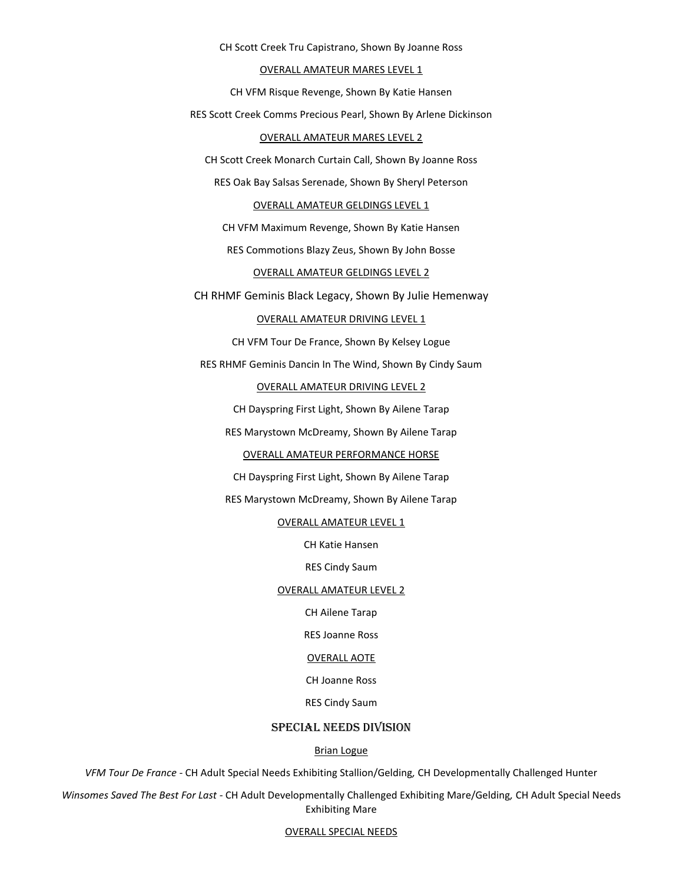CH Scott Creek Tru Capistrano, Shown By Joanne Ross

OVERALL AMATEUR MARES LEVEL 1

CH VFM Risque Revenge, Shown By Katie Hansen

RES Scott Creek Comms Precious Pearl, Shown By Arlene Dickinson

OVERALL AMATEUR MARES LEVEL 2

CH Scott Creek Monarch Curtain Call, Shown By Joanne Ross

RES Oak Bay Salsas Serenade, Shown By Sheryl Peterson

OVERALL AMATEUR GELDINGS LEVEL 1

CH VFM Maximum Revenge, Shown By Katie Hansen

RES Commotions Blazy Zeus, Shown By John Bosse

OVERALL AMATEUR GELDINGS LEVEL 2

CH RHMF Geminis Black Legacy, Shown By Julie Hemenway

OVERALL AMATEUR DRIVING LEVEL 1

CH VFM Tour De France, Shown By Kelsey Logue

RES RHMF Geminis Dancin In The Wind, Shown By Cindy Saum

OVERALL AMATEUR DRIVING LEVEL 2

CH Dayspring First Light, Shown By Ailene Tarap

RES Marystown McDreamy, Shown By Ailene Tarap

OVERALL AMATEUR PERFORMANCE HORSE

CH Dayspring First Light, Shown By Ailene Tarap

RES Marystown McDreamy, Shown By Ailene Tarap

OVERALL AMATEUR LEVEL 1

CH Katie Hansen

RES Cindy Saum

OVERALL AMATEUR LEVEL 2

CH Ailene Tarap

RES Joanne Ross

OVERALL AOTE

CH Joanne Ross

RES Cindy Saum

## SPECIAL NEEDS DIVISION

Brian Logue

*VFM Tour De France* - CH Adult Special Needs Exhibiting Stallion/Gelding, CH Developmentally Challenged Hunter

*Winsomes Saved The Best For Last* - CH Adult Developmentally Challenged Exhibiting Mare/Gelding, CH Adult Special Needs Exhibiting Mare

OVERALL SPECIAL NEEDS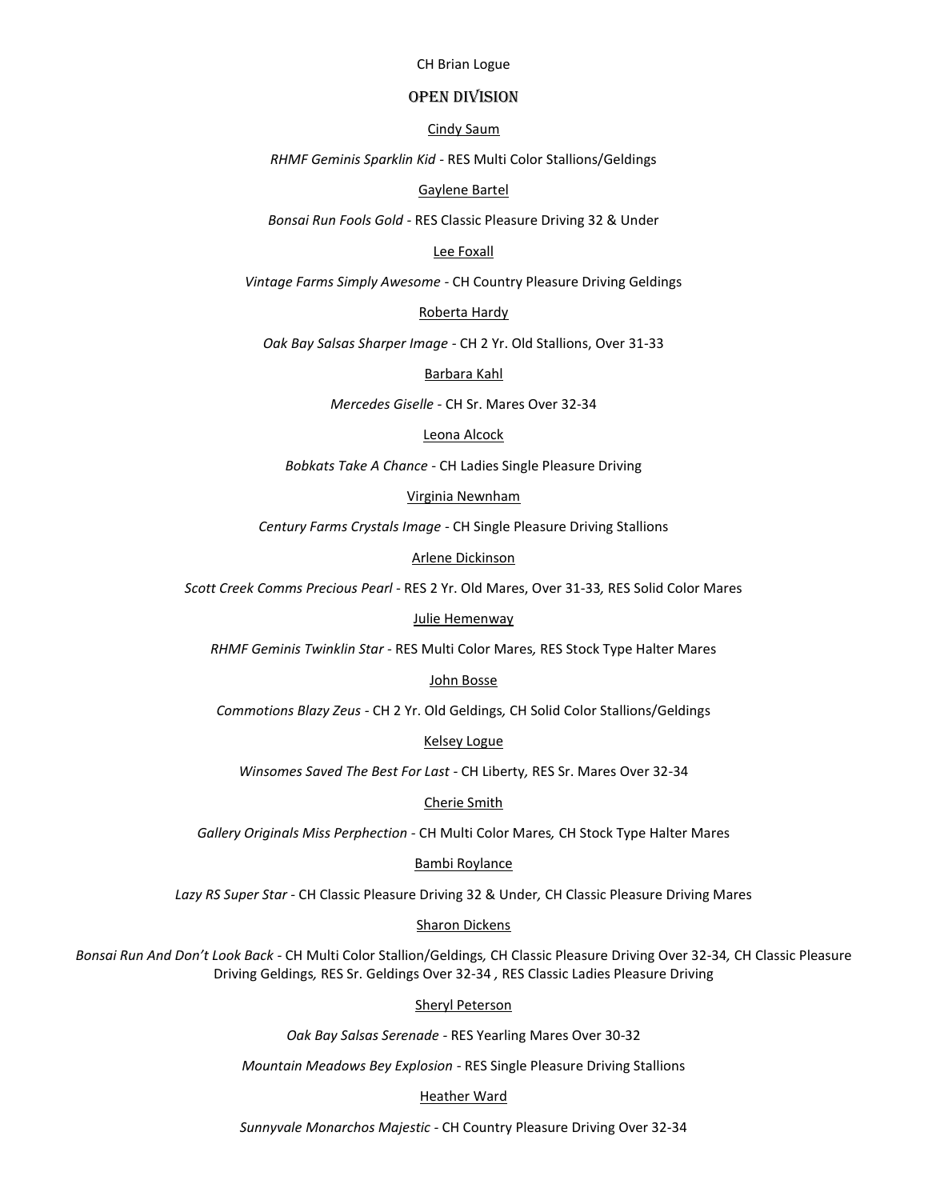CH Brian Logue

## Open Division

Cindy Saum

*RHMF Geminis Sparklin Kid* - RES Multi Color Stallions/Geldings

Gaylene Bartel

*Bonsai Run Fools Gold* - RES Classic Pleasure Driving 32 & Under

Lee Foxall

*Vintage Farms Simply Awesome* - CH Country Pleasure Driving Geldings

Roberta Hardy

*Oak Bay Salsas Sharper Image* - CH 2 Yr. Old Stallions, Over 31-33

Barbara Kahl

*Mercedes Giselle* - CH Sr. Mares Over 32-34

Leona Alcock

*Bobkats Take A Chance* - CH Ladies Single Pleasure Driving

Virginia Newnham

*Century Farms Crystals Image* - CH Single Pleasure Driving Stallions

Arlene Dickinson

*Scott Creek Comms Precious Pearl* - RES 2 Yr. Old Mares, Over 31-33, RES Solid Color Mares

Julie Hemenway

*RHMF Geminis Twinklin Star* - RES Multi Color Mares, RES Stock Type Halter Mares

John Bosse

*Commotions Blazy Zeus* - CH 2 Yr. Old Geldings, CH Solid Color Stallions/Geldings

Kelsey Logue

*Winsomes Saved The Best For Last* - CH Liberty, RES Sr. Mares Over 32-34

Cherie Smith

*Gallery Originals Miss Perphection* - CH Multi Color Mares, CH Stock Type Halter Mares

Bambi Roylance

*Lazy RS Super Star* - CH Classic Pleasure Driving 32 & Under, CH Classic Pleasure Driving Mares

Sharon Dickens

*Bonsai Run And Don't Look Back* - CH Multi Color Stallion/Geldings, CH Classic Pleasure Driving Over 32-34, CH Classic Pleasure Driving Geldings, RES Sr. Geldings Over 32-34 , RES Classic Ladies Pleasure Driving

Sheryl Peterson

*Oak Bay Salsas Serenade* - RES Yearling Mares Over 30-32

*Mountain Meadows Bey Explosion* - RES Single Pleasure Driving Stallions

Heather Ward

*Sunnyvale Monarchos Majestic* - CH Country Pleasure Driving Over 32-34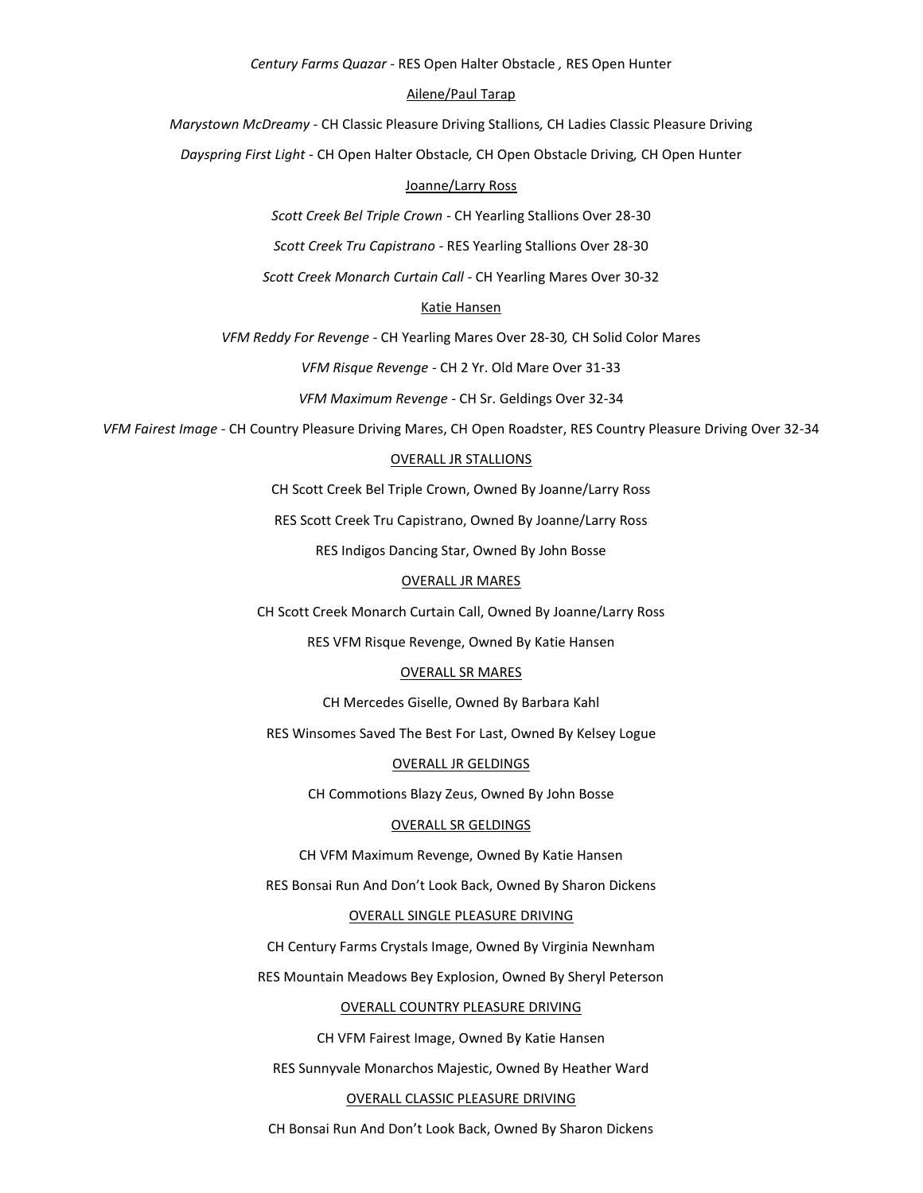*Century Farms Quazar* - RES Open Halter Obstacle *,* RES Open Hunter

Ailene/Paul Tarap

*Marystown McDreamy* - CH Classic Pleasure Driving Stallions*,* CH Ladies Classic Pleasure Driving

*Dayspring First Light* - CH Open Halter Obstacle*,* CH Open Obstacle Driving*,* CH Open Hunter

Joanne/Larry Ross

*Scott Creek Bel Triple Crown* - CH Yearling Stallions Over 28-30

*Scott Creek Tru Capistrano* - RES Yearling Stallions Over 28-30

*Scott Creek Monarch Curtain Call* - CH Yearling Mares Over 30-32

Katie Hansen

*VFM Reddy For Revenge* - CH Yearling Mares Over 28-30*,* CH Solid Color Mares

*VFM Risque Revenge* - CH 2 Yr. Old Mare Over 31-33

*VFM Maximum Revenge* - CH Sr. Geldings Over 32-34

*VFM Fairest Image* - CH Country Pleasure Driving Mares, CH Open Roadster, RES Country Pleasure Driving Over 32-34

OVERALL JR STALLIONS

CH Scott Creek Bel Triple Crown, Owned By Joanne/Larry Ross

RES Scott Creek Tru Capistrano, Owned By Joanne/Larry Ross

RES Indigos Dancing Star, Owned By John Bosse

OVERALL JR MARES

CH Scott Creek Monarch Curtain Call, Owned By Joanne/Larry Ross

RES VFM Risque Revenge, Owned By Katie Hansen

OVERALL SR MARES

CH Mercedes Giselle, Owned By Barbara Kahl

RES Winsomes Saved The Best For Last, Owned By Kelsey Logue

OVERALL JR GELDINGS

CH Commotions Blazy Zeus, Owned By John Bosse

OVERALL SR GELDINGS

CH VFM Maximum Revenge, Owned By Katie Hansen

RES Bonsai Run And Don't Look Back, Owned By Sharon Dickens

OVERALL SINGLE PLEASURE DRIVING

CH Century Farms Crystals Image, Owned By Virginia Newnham

RES Mountain Meadows Bey Explosion, Owned By Sheryl Peterson

OVERALL COUNTRY PLEASURE DRIVING

CH VFM Fairest Image, Owned By Katie Hansen

RES Sunnyvale Monarchos Majestic, Owned By Heather Ward

OVERALL CLASSIC PLEASURE DRIVING

CH Bonsai Run And Don't Look Back, Owned By Sharon Dickens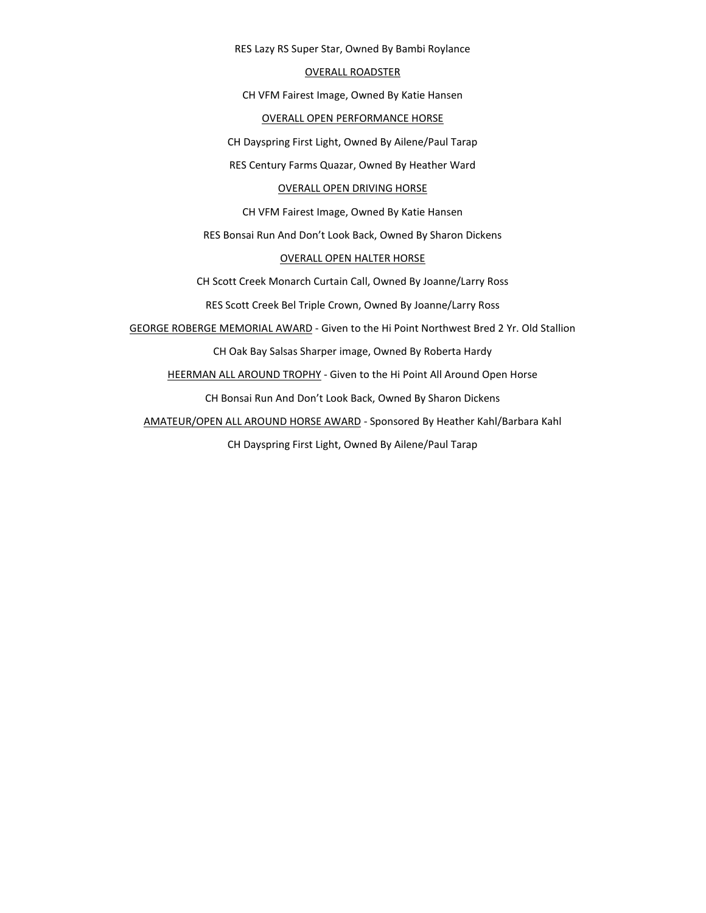RES Lazy RS Super Star, Owned By Bambi Roylance

OVERALL ROADSTER

CH VFM Fairest Image, Owned By Katie Hansen

OVERALL OPEN PERFORMANCE HORSE

CH Dayspring First Light, Owned By Ailene/Paul Tarap

RES Century Farms Quazar, Owned By Heather Ward

OVERALL OPEN DRIVING HORSE

CH VFM Fairest Image, Owned By Katie Hansen

RES Bonsai Run And Don't Look Back, Owned By Sharon Dickens

OVERALL OPEN HALTER HORSE

CH Scott Creek Monarch Curtain Call, Owned By Joanne/Larry Ross

RES Scott Creek Bel Triple Crown, Owned By Joanne/Larry Ross

GEORGE ROBERGE MEMORIAL AWARD - Given to the Hi Point Northwest Bred 2 Yr. Old Stallion

CH Oak Bay Salsas Sharper image, Owned By Roberta Hardy

HEERMAN ALL AROUND TROPHY - Given to the Hi Point All Around Open Horse

CH Bonsai Run And Don't Look Back, Owned By Sharon Dickens

AMATEUR/OPEN ALL AROUND HORSE AWARD - Sponsored By Heather Kahl/Barbara Kahl

CH Dayspring First Light, Owned By Ailene/Paul Tarap